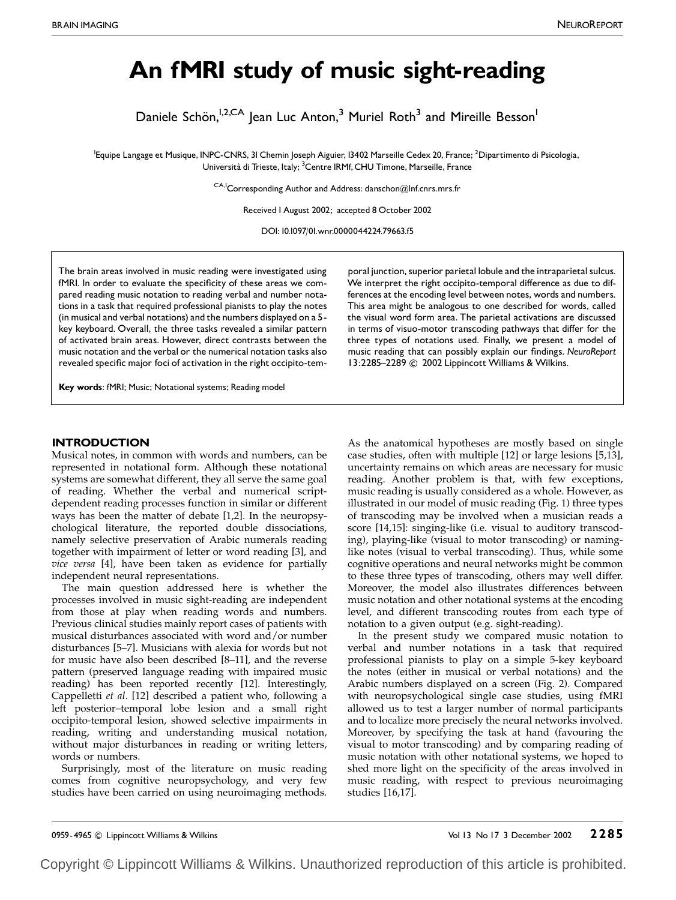# An fMRI study of music sight-reading

Daniele Schön,[1,2,CA] Jean Luc Anton,[3] Muriel Roth[3] and Mireille Besson[1]

[1]Equipe Langage et Musique, INPC-CNRS, 31 Chemin Joseph Aiguier, 13402 Marseille Cedex 20, France; [2]Dipartimento di Psicologia, Università di Trieste, Italy; [3]Centre IRMf, CHU Timone, Marseille, France

[CA,1]Corresponding Author and Address: danschon@lnf.cnrs.mrs.fr

Received 1 August 2002; accepted 8 October 2002

DOI: 10.1097/01.wnr.0000044224.79663.f5

The brain areas involved in music reading were investigated using fMRI. In order to evaluate the specificity of these areas we compared reading music notation to reading verbal and number notations in a task that required professional pianists to play the notes (in musical and verbal notations) and the numbers displayed on a 5-key keyboard. Overall, the three tasks revealed a similar pattern of activated brain areas. However, direct contrasts between the music notation and the verbal or the numerical notation tasks also revealed specific major foci of activation in the right occipito-temporal junction, superior parietal lobule and the intraparietal sulcus. We interpret the right occipito-temporal difference as due to differences at the encoding level between notes, words and numbers. This area might be analogous to one described for words, called the visual word form area. The parietal activations are discussed in terms of visuo-motor transcoding pathways that differ for the three types of notations used. Finally, we present a model of music reading that can possibly explain our findings. *NeuroReport* 13:2285–2289 © 2002 Lippincott Williams & Wilkins.

**Key words**: fMRI; Music; Notational systems; Reading model

## INTRODUCTION

Musical notes, in common with words and numbers, can be represented in notational form. Although these notational systems are somewhat different, they all serve the same goal of reading. Whether the verbal and numerical script-dependent reading processes function in similar or different ways has been the matter of debate [1,2]. In the neuropsychological literature, the reported double dissociations, namely selective preservation of Arabic numerals reading together with impairment of letter or word reading [3], and *vice versa* [4], have been taken as evidence for partially independent neural representations.

The main question addressed here is whether the processes involved in music sight-reading are independent from those at play when reading words and numbers. Previous clinical studies mainly report cases of patients with musical disturbances associated with word and/or number disturbances [5–7]. Musicians with alexia for words but not for music have also been described [8–11], and the reverse pattern (preserved language reading with impaired music reading) has been reported recently [12]. Interestingly, Cappelletti *et al.* [12] described a patient who, following a left posterior–temporal lobe lesion and a small right occipito-temporal lesion, showed selective impairments in reading, writing and understanding musical notation, without major disturbances in reading or writing letters, words or numbers.

Surprisingly, most of the literature on music reading comes from cognitive neuropsychology, and very few studies have been carried on using neuroimaging methods. As the anatomical hypotheses are mostly based on single case studies, often with multiple [12] or large lesions [5,13], uncertainty remains on which areas are necessary for music reading. Another problem is that, with few exceptions, music reading is usually considered as a whole. However, as illustrated in our model of music reading (Fig. 1) three types of transcoding may be involved when a musician reads a score [14,15]: singing-like (i.e. visual to auditory transcoding), playing-like (visual to motor transcoding) or naming-like notes (visual to verbal transcoding). Thus, while some cognitive operations and neural networks might be common to these three types of transcoding, others may well differ. Moreover, the model also illustrates differences between music notation and other notational systems at the encoding level, and different transcoding routes from each type of notation to a given output (e.g. sight-reading).

In the present study we compared music notation to verbal and number notations in a task that required professional pianists to play on a simple 5-key keyboard the notes (either in musical or verbal notations) and the Arabic numbers displayed on a screen (Fig. 2). Compared with neuropsychological single case studies, using fMRI allowed us to test a larger number of normal participants and to localize more precisely the neural networks involved. Moreover, by specifying the task at hand (favouring the visual to motor transcoding) and by comparing reading of music notation with other notational systems, we hoped to shed more light on the specificity of the areas involved in music reading, with respect to previous neuroimaging studies [16,17].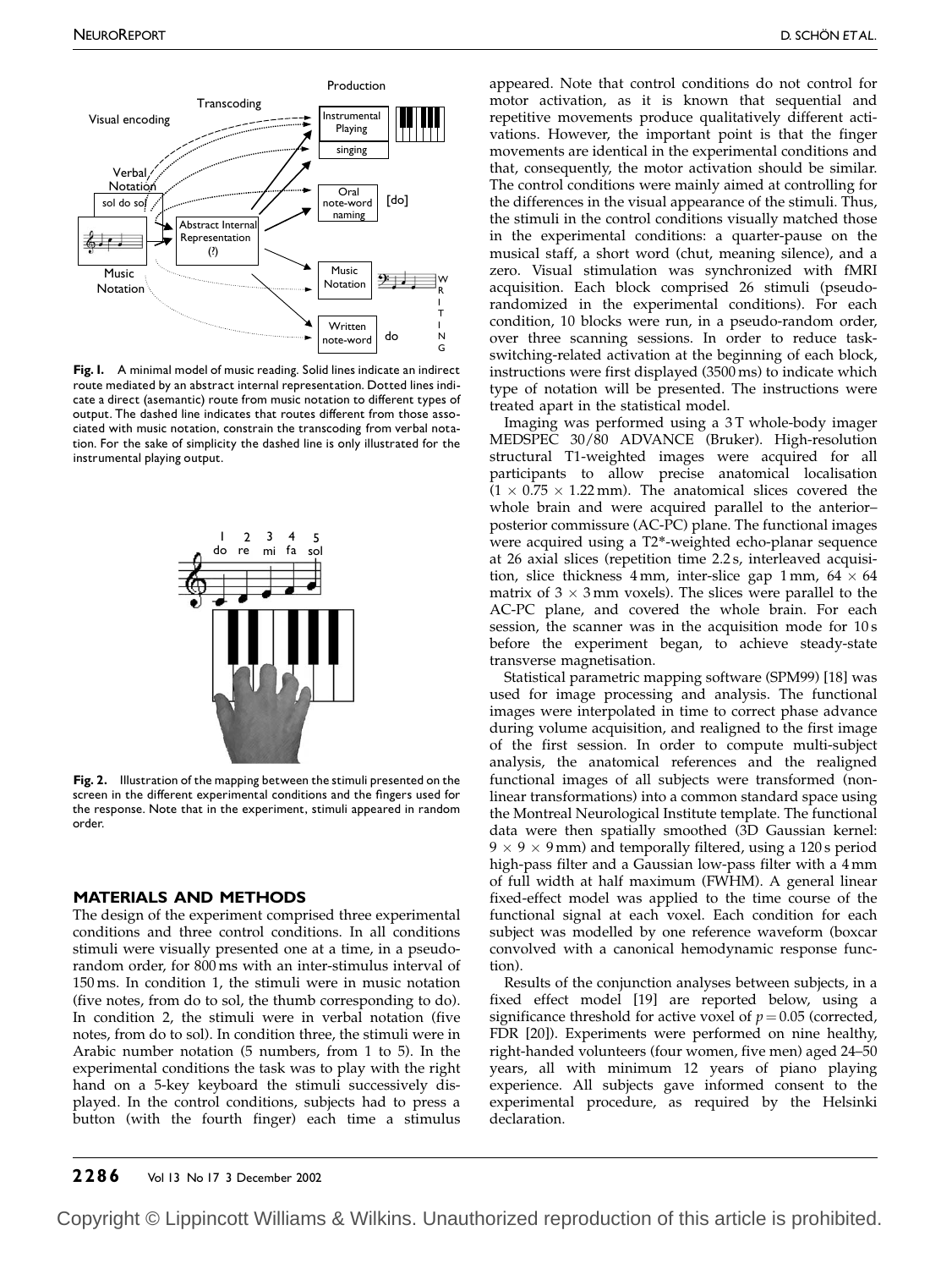**Fig. 1.** A minimal model of music reading. Solid lines indicate an indirect route mediated by an abstract internal representation. Dotted lines indicate a direct (asemantic) route from music notation to different types of output. The dashed line indicates that routes different from those associated with music notation, constrain the transcoding from verbal notation. For the sake of simplicity the dashed line is only illustrated for the instrumental playing output.

**Fig. 2.** Illustration of the mapping between the stimuli presented on the screen in the different experimental conditions and the fingers used for the response. Note that in the experiment, stimuli appeared in random order.

## MATERIALS AND METHODS

The design of the experiment comprised three experimental conditions and three control conditions. In all conditions stimuli were visually presented one at a time, in a pseudo-random order, for 800 ms with an inter-stimulus interval of 150 ms. In condition 1, the stimuli were in music notation (five notes, from do to sol, the thumb corresponding to do). In condition 2, the stimuli were in verbal notation (five notes, from do to sol). In condition three, the stimuli were in Arabic number notation (5 numbers, from 1 to 5). In the experimental conditions the task was to play with the right hand on a 5-key keyboard the stimuli successively displayed. In the control conditions, subjects had to press a button (with the fourth finger) each time a stimulus appeared. Note that control conditions do not control for motor activation, as it is known that sequential and repetitive movements produce qualitatively different activations. However, the important point is that the finger movements are identical in the experimental conditions and that, consequently, the motor activation should be similar. The control conditions were mainly aimed at controlling for the differences in the visual appearance of the stimuli. Thus, the stimuli in the control conditions visually matched those in the experimental conditions: a quarter-pause on the musical staff, a short word (chut, meaning silence), and a zero. Visual stimulation was synchronized with fMRI acquisition. Each block comprised 26 stimuli (pseudo-randomized in the experimental conditions). For each condition, 10 blocks were run, in a pseudo-random order, over three scanning sessions. In order to reduce task-switching-related activation at the beginning of each block, instructions were first displayed (3500 ms) to indicate which type of notation will be presented. The instructions were treated apart in the statistical model.

Imaging was performed using a 3 T whole-body imager MEDSPEC 30/80 ADVANCE (Bruker). High-resolution structural T1-weighted images were acquired for all participants to allow precise anatomical localisation ($1 \times 0.75 \times 1.22$ mm). The anatomical slices covered the whole brain and were acquired parallel to the anterior–posterior commissure (AC-PC) plane. The functional images were acquired using a T2*-weighted echo-planar sequence at 26 axial slices (repetition time 2.2 s, interleaved acquisition, slice thickness 4 mm, inter-slice gap 1 mm, $64 \times 64$ matrix of $3 \times 3$ mm voxels). The slices were parallel to the AC-PC plane, and covered the whole brain. For each session, the scanner was in the acquisition mode for 10 s before the experiment began, to achieve steady-state transverse magnetisation.

Statistical parametric mapping software (SPM99) [18] was used for image processing and analysis. The functional images were interpolated in time to correct phase advance during volume acquisition, and realigned to the first image of the first session. In order to compute multi-subject analysis, the anatomical references and the realigned functional images of all subjects were transformed (non-linear transformations) into a common standard space using the Montreal Neurological Institute template. The functional data were then spatially smoothed (3D Gaussian kernel: $9 \times 9 \times 9$ mm) and temporally filtered, using a 120 s period high-pass filter and a Gaussian low-pass filter with a 4 mm of full width at half maximum (FWHM). A general linear fixed-effect model was applied to the time course of the functional signal at each voxel. Each condition for each subject was modelled by one reference waveform (boxcar convolved with a canonical hemodynamic response function).

Results of the conjunction analyses between subjects, in a fixed effect model [19] are reported below, using a significance threshold for active voxel of $p = 0.05$ (corrected, FDR [20]). Experiments were performed on nine healthy, right-handed volunteers (four women, five men) aged 24–50 years, all with minimum 12 years of piano playing experience. All subjects gave informed consent to the experimental procedure, as required by the Helsinki declaration.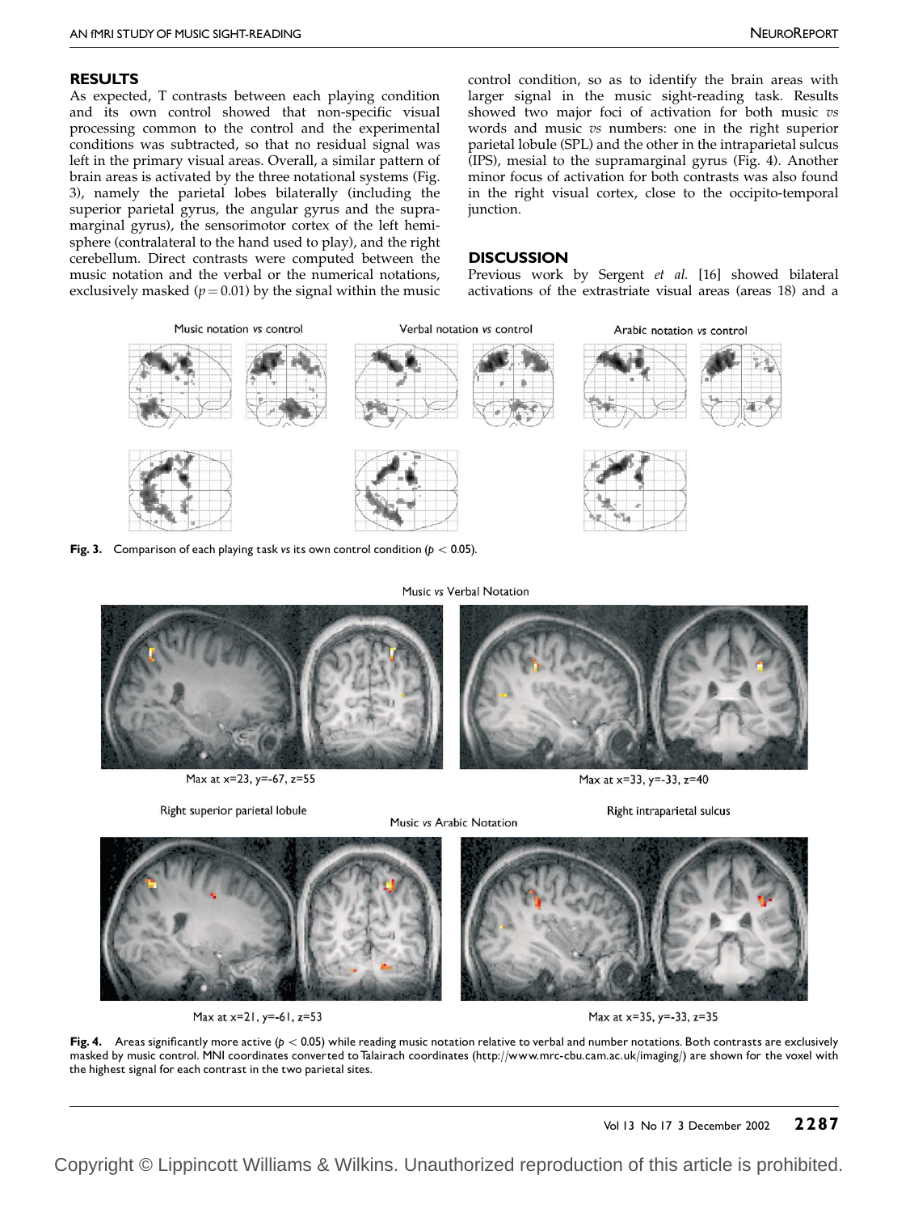## RESULTS

As expected, T contrasts between each playing condition and its own control showed that non-specific visual processing common to the control and the experimental conditions was subtracted, so that no residual signal was left in the primary visual areas. Overall, a similar pattern of brain areas is activated by the three notational systems (Fig. 3), namely the parietal lobes bilaterally (including the superior parietal gyrus, the angular gyrus and the supramarginal gyrus), the sensorimotor cortex of the left hemisphere (contralateral to the hand used to play), and the right cerebellum. Direct contrasts were computed between the music notation and the verbal or the numerical notations, exclusively masked ($p = 0.01$) by the signal within the music control condition, so as to identify the brain areas with larger signal in the music sight-reading task. Results showed two major foci of activation for both music *vs* words and music *vs* numbers: one in the right superior parietal lobule (SPL) and the other in the intraparietal sulcus (IPS), mesial to the supramarginal gyrus (Fig. 4). Another minor focus of activation for both contrasts was also found in the right visual cortex, close to the occipito-temporal junction.

## DISCUSSION

Previous work by Sergent *et al.* [16] showed bilateral activations of the extrastriate visual areas (areas 18) and a

**Fig. 3.** Comparison of each playing task *vs* its own control condition ($p < 0.05$).

**Fig. 4.** Areas significantly more active ($p < 0.05$) while reading music notation relative to verbal and number notations. Both contrasts are exclusively masked by music control. MNI coordinates converted to Talairach coordinates (http://www.mrc-cbu.cam.ac.uk/imaging/) are shown for the voxel with the highest signal for each contrast in the two parietal sites.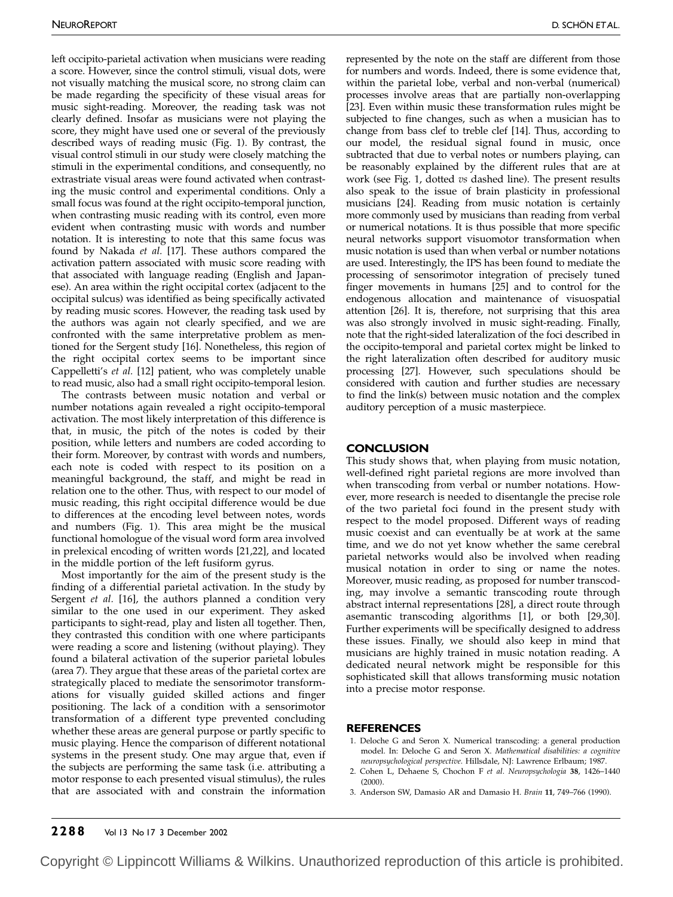left occipito-parietal activation when musicians were reading a score. However, since the control stimuli, visual dots, were not visually matching the musical score, no strong claim can be made regarding the specificity of these visual areas for music sight-reading. Moreover, the reading task was not clearly defined. Insofar as musicians were not playing the score, they might have used one or several of the previously described ways of reading music (Fig. 1). By contrast, the visual control stimuli in our study were closely matching the stimuli in the experimental conditions, and consequently, no extrastriate visual areas were found activated when contrasting the music control and experimental conditions. Only a small focus was found at the right occipito-temporal junction, when contrasting music reading with its control, even more evident when contrasting music with words and number notation. It is interesting to note that this same focus was found by Nakada *et al.* [17]. These authors compared the activation pattern associated with music score reading with that associated with language reading (English and Japanese). An area within the right occipital cortex (adjacent to the occipital sulcus) was identified as being specifically activated by reading music scores. However, the reading task used by the authors was again not clearly specified, and we are confronted with the same interpretative problem as mentioned for the Sergent study [16]. Nonetheless, this region of the right occipital cortex seems to be important since Cappelletti's *et al.* [12] patient, who was completely unable to read music, also had a small right occipito-temporal lesion.

The contrasts between music notation and verbal or number notations again revealed a right occipito-temporal activation. The most likely interpretation of this difference is that, in music, the pitch of the notes is coded by their position, while letters and numbers are coded according to their form. Moreover, by contrast with words and numbers, each note is coded with respect to its position on a meaningful background, the staff, and might be read in relation one to the other. Thus, with respect to our model of music reading, this right occipital difference would be due to differences at the encoding level between notes, words and numbers (Fig. 1). This area might be the musical functional homologue of the visual word form area involved in prelexical encoding of written words [21,22], and located in the middle portion of the left fusiform gyrus.

Most importantly for the aim of the present study is the finding of a differential parietal activation. In the study by Sergent *et al.* [16], the authors planned a condition very similar to the one used in our experiment. They asked participants to sight-read, play and listen all together. Then, they contrasted this condition with one where participants were reading a score and listening (without playing). They found a bilateral activation of the superior parietal lobules (area 7). They argue that these areas of the parietal cortex are strategically placed to mediate the sensorimotor transformations for visually guided skilled actions and finger positioning. The lack of a condition with a sensorimotor transformation of a different type prevented concluding whether these areas are general purpose or partly specific to music playing. Hence the comparison of different notational systems in the present study. One may argue that, even if the subjects are performing the same task (i.e. attributing a motor response to each presented visual stimulus), the rules that are associated with and constrain the information represented by the note on the staff are different from those for numbers and words. Indeed, there is some evidence that, within the parietal lobe, verbal and non-verbal (numerical) processes involve areas that are partially non-overlapping [23]. Even within music these transformation rules might be subjected to fine changes, such as when a musician has to change from bass clef to treble clef [14]. Thus, according to our model, the residual signal found in music, once subtracted that due to verbal notes or numbers playing, can be reasonably explained by the different rules that are at work (see Fig. 1, dotted *vs* dashed line). The present results also speak to the issue of brain plasticity in professional musicians [24]. Reading from music notation is certainly more commonly used by musicians than reading from verbal or numerical notations. It is thus possible that more specific neural networks support visuomotor transformation when music notation is used than when verbal or number notations are used. Interestingly, the IPS has been found to mediate the processing of sensorimotor integration of precisely tuned finger movements in humans [25] and to control for the endogenous allocation and maintenance of visuospatial attention [26]. It is, therefore, not surprising that this area was also strongly involved in music sight-reading. Finally, note that the right-sided lateralization of the foci described in the occipito-temporal and parietal cortex might be linked to the right lateralization often described for auditory music processing [27]. However, such speculations should be considered with caution and further studies are necessary to find the link(s) between music notation and the complex auditory perception of a music masterpiece.

## CONCLUSION

This study shows that, when playing from music notation, well-defined right parietal regions are more involved than when transcoding from verbal or number notations. However, more research is needed to disentangle the precise role of the two parietal foci found in the present study with respect to the model proposed. Different ways of reading music coexist and can eventually be at work at the same time, and we do not yet know whether the same cerebral parietal networks would also be involved when reading musical notation in order to sing or name the notes. Moreover, music reading, as proposed for number transcoding, may involve a semantic transcoding route through abstract internal representations [28], a direct route through asemantic transcoding algorithms [1], or both [29,30]. Further experiments will be specifically designed to address these issues. Finally, we should also keep in mind that musicians are highly trained in music notation reading. A dedicated neural network might be responsible for this sophisticated skill that allows transforming music notation into a precise motor response.

## REFERENCES

1. Deloche G and Seron X. Numerical transcoding: a general production model. In: Deloche G and Seron X. *Mathematical disabilities: a cognitive neuropsychological perspective.* Hillsdale, NJ: Lawrence Erlbaum; 1987.
2. Cohen L, Dehaene S, Chochon F *et al. Neuropsychologia* **38**, 1426–1440 (2000).
3. Anderson SW, Damasio AR and Damasio H. *Brain* **11**, 749–766 (1990).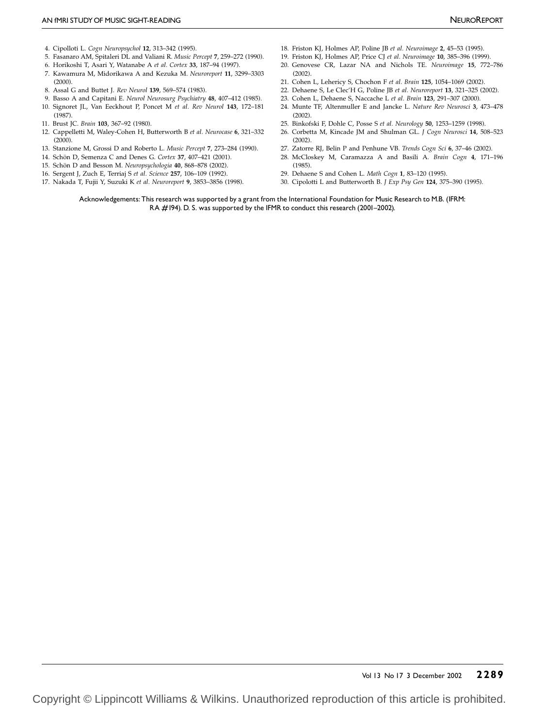4. Cipolloti L. *Cogn Neuropsychol* **12**, 313–342 (1995).
5. Fasanaro AM, Spitaleri DL and Valiani R. *Music Percept* **7**, 259–272 (1990).
6. Horikoshi T, Asari Y, Watanabe A *et al. Cortex* **33**, 187–94 (1997).
7. Kawamura M, Midorikawa A and Kezuka M. *Neuroreport* **11**, 3299–3303 (2000).
8. Assal G and Buttet J. *Rev Neurol* **139**, 569–574 (1983).
9. Basso A and Capitani E. *Neurol Neurosurg Psychiatry* **48**, 407–412 (1985).
10. Signoret JL, Van Eeckhout P, Poncet M *et al. Rev Neurol* **143**, 172–181 (1987).
11. Brust JC. *Brain* **103**, 367–92 (1980).
12. Cappelletti M, Waley-Cohen H, Butterworth B *et al. Neurocase* **6**, 321–332 (2000).
13. Stanzione M, Grossi D and Roberto L. *Music Percept* **7**, 273–284 (1990).
14. Schön D, Semenza C and Denes G. *Cortex* **37**, 407–421 (2001).
15. Schön D and Besson M. *Neuropsychologia* **40**, 868–878 (2002).
16. Sergent J, Zuch E, Terriaj S *et al. Science* **257**, 106–109 (1992).
17. Nakada T, Fujii Y, Suzuki K *et al. Neuroreport* **9**, 3853–3856 (1998).
18. Friston KJ, Holmes AP, Poline JB *et al. Neuroimage* **2**, 45–53 (1995).
19. Friston KJ, Holmes AP, Price CJ *et al. Neuroimage* **10**, 385–396 (1999).
20. Genovese CR, Lazar NA and Nichols TE. *Neuroimage* **15**, 772–786 (2002).
21. Cohen L, Lehericy S, Chochon F *et al. Brain* **125**, 1054–1069 (2002).
22. Dehaene S, Le Clec'H G, Poline JB *et al. Neuroreport* **13**, 321–325 (2002).
23. Cohen L, Dehaene S, Naccache L *et al. Brain* **123**, 291–307 (2000).
24. Munte TF, Altenmuller E and Jancke L. *Nature Rev Neurosci* **3**, 473–478 (2002).
25. Binkofski F, Dohle C, Posse S *et al. Neurology* **50**, 1253–1259 (1998).
26. Corbetta M, Kincade JM and Shulman GL. *J Cogn Neurosci* **14**, 508–523 (2002).
27. Zatorre RJ, Belin P and Penhune VB. *Trends Cogn Sci* **6**, 37–46 (2002).
28. McCloskey M, Caramazza A and Basili A. *Brain Cogn* **4**, 171–196 (1985).
29. Dehaene S and Cohen L. *Math Cogn* **1**, 83–120 (1995).
30. Cipolotti L and Butterworth B. *J Exp Psy Gen* **124**, 375–390 (1995).

Acknowledgements: This research was supported by a grant from the International Foundation for Music Research to M.B. (IFRM: RA #194). D. S. was supported by the IFMR to conduct this research (2001–2002).